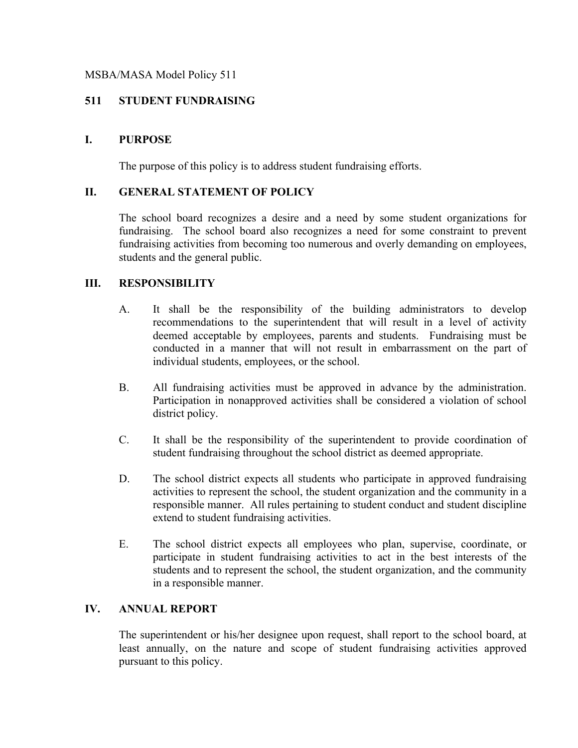MSBA/MASA Model Policy 511

# 511 STUDENT FUNDRAISING

## I. PURPOSE

The purpose of this policy is to address student fundraising efforts.

## II. GENERAL STATEMENT OF POLICY

The school board recognizes a desire and a need by some student organizations for fundraising. The school board also recognizes a need for some constraint to prevent fundraising activities from becoming too numerous and overly demanding on employees, students and the general public.

## III. RESPONSIBILITY

A. It shall be the responsibility of the building administrators to develop recommendations to the superintendent that will result in a level of activity deemed acceptable by employees, parents and students. Fundraising must be conducted in a manner that will not result in embarrassment on the part of individual students, employees, or the school.

B. All fundraising activities must be approved in advance by the administration. Participation in nonapproved activities shall be considered a violation of school district policy.

C. It shall be the responsibility of the superintendent to provide coordination of student fundraising throughout the school district as deemed appropriate.

D. The school district expects all students who participate in approved fundraising activities to represent the school, the student organization and the community in a responsible manner. All rules pertaining to student conduct and student discipline extend to student fundraising activities.

E. The school district expects all employees who plan, supervise, coordinate, or participate in student fundraising activities to act in the best interests of the students and to represent the school, the student organization, and the community in a responsible manner.

## IV. ANNUAL REPORT

The superintendent or his/her designee upon request, shall report to the school board, at least annually, on the nature and scope of student fundraising activities approved pursuant to this policy.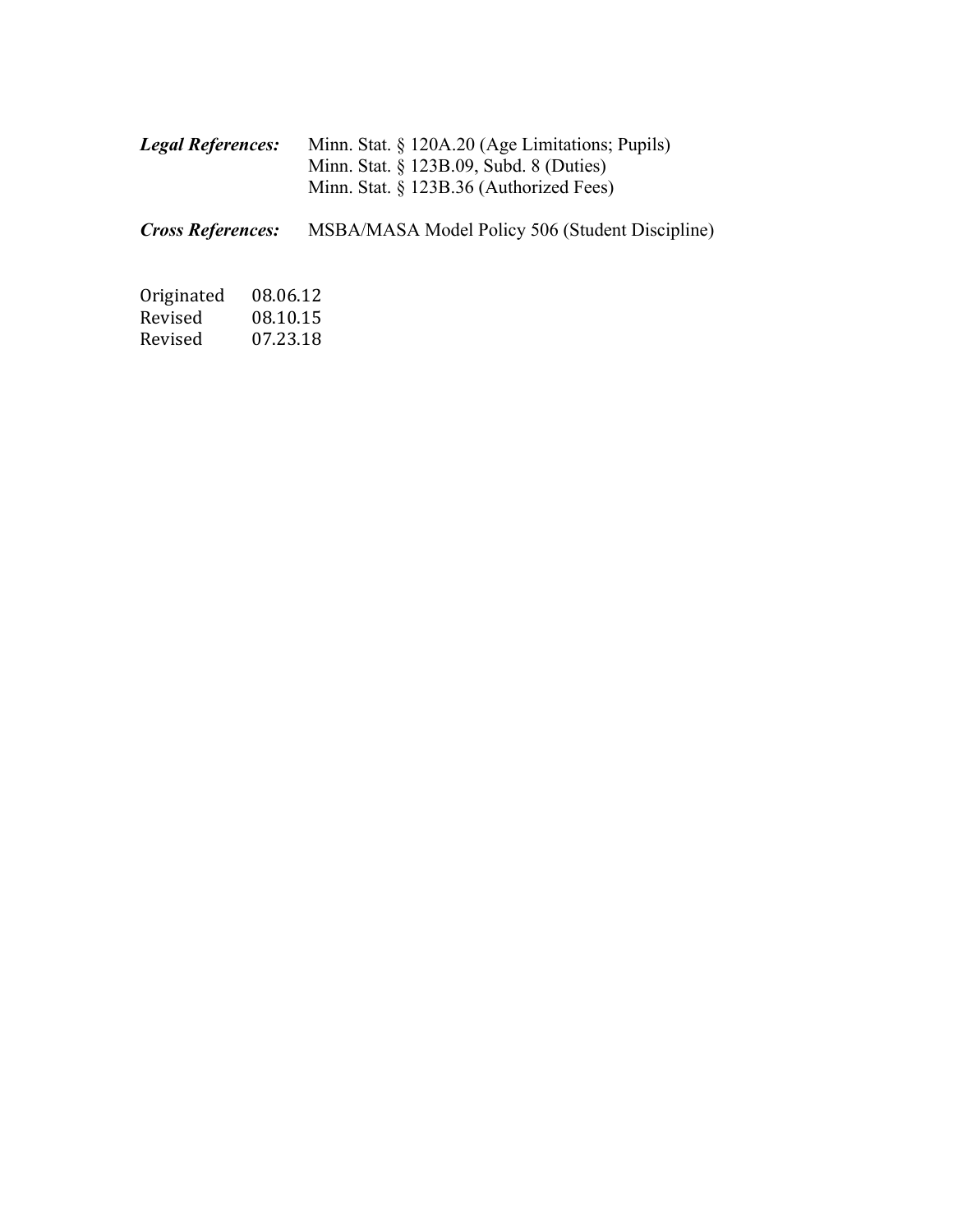***Legal References:*** Minn. Stat. § 120A.20 (Age Limitations; Pupils)
Minn. Stat. § 123B.09, Subd. 8 (Duties)
Minn. Stat. § 123B.36 (Authorized Fees)

***Cross References:*** MSBA/MASA Model Policy 506 (Student Discipline)

Originated 08.06.12
Revised 08.10.15
Revised 07.23.18